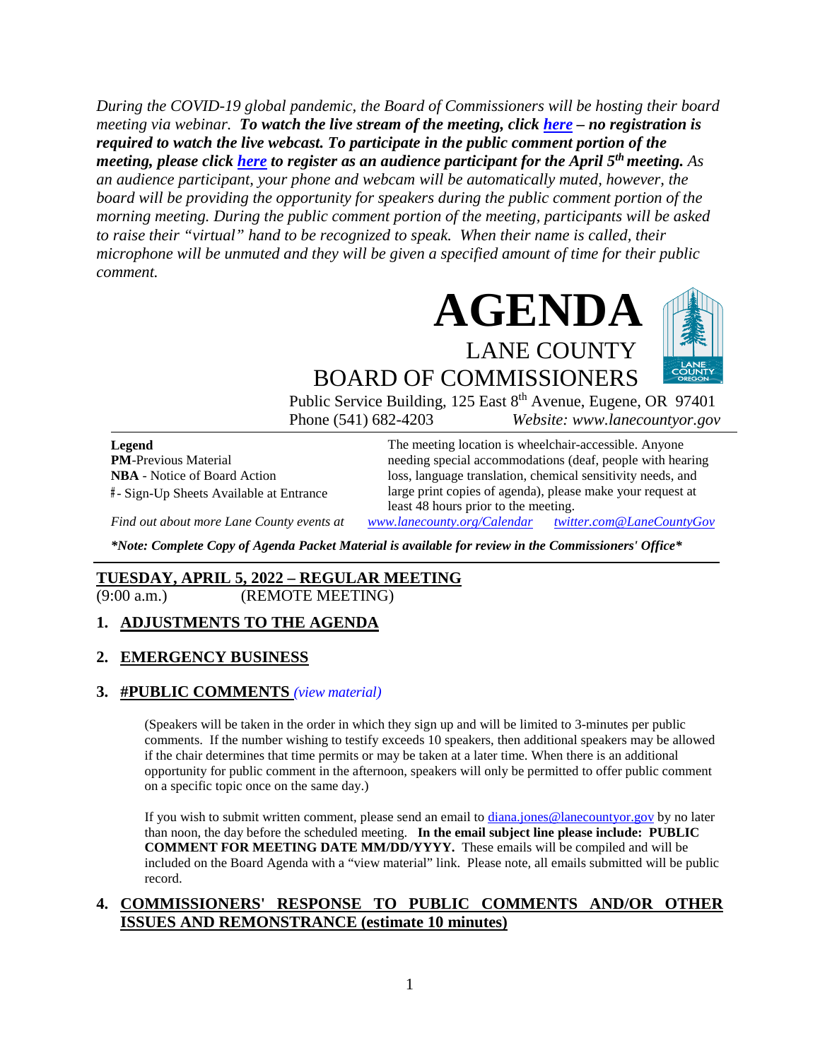*During the COVID-19 global pandemic, the Board of Commissioners will be hosting their board meeting via webinar.* ***To watch the live stream of the meeting, click [here](#) – no registration is required to watch the live webcast. To participate in the public comment portion of the meeting, please click [here](#) to register as an audience participant for the April 5th meeting.*** *As an audience participant, your phone and webcam will be automatically muted, however, the board will be providing the opportunity for speakers during the public comment portion of the morning meeting. During the public comment portion of the meeting, participants will be asked to raise their "virtual" hand to be recognized to speak. When their name is called, their microphone will be unmuted and they will be given a specified amount of time for their public comment.*

# AGENDA

## LANE COUNTY BOARD OF COMMISSIONERS

Public Service Building, 125 East 8th Avenue, Eugene, OR 97401
Phone (541) 682-4203 *Website: www.lanecountyor.gov*

**Legend**
**PM**-Previous Material
**NBA** - Notice of Board Action
#- Sign-Up Sheets Available at Entrance

The meeting location is wheelchair-accessible. Anyone needing special accommodations (deaf, people with hearing loss, language translation, chemical sensitivity needs, and large print copies of agenda), please make your request at least 48 hours prior to the meeting.

*Find out about more Lane County events at* *www.lanecounty.org/Calendar* *twitter.com@LaneCountyGov*

***Note: Complete Copy of Agenda Packet Material is available for review in the Commissioners' Office***

---

**TUESDAY, APRIL 5, 2022 – REGULAR MEETING**
(9:00 a.m.) (REMOTE MEETING)

### 1. ADJUSTMENTS TO THE AGENDA

### 2. EMERGENCY BUSINESS

### 3. #PUBLIC COMMENTS *(view material)*

(Speakers will be taken in the order in which they sign up and will be limited to 3-minutes per public comments. If the number wishing to testify exceeds 10 speakers, then additional speakers may be allowed if the chair determines that time permits or may be taken at a later time. When there is an additional opportunity for public comment in the afternoon, speakers will only be permitted to offer public comment on a specific topic once on the same day.)

If you wish to submit written comment, please send an email to diana.jones@lanecountyor.gov by no later than noon, the day before the scheduled meeting. **In the email subject line please include: PUBLIC COMMENT FOR MEETING DATE MM/DD/YYYY.** These emails will be compiled and will be included on the Board Agenda with a "view material" link. Please note, all emails submitted will be public record.

### 4. COMMISSIONERS' RESPONSE TO PUBLIC COMMENTS AND/OR OTHER ISSUES AND REMONSTRANCE (estimate 10 minutes)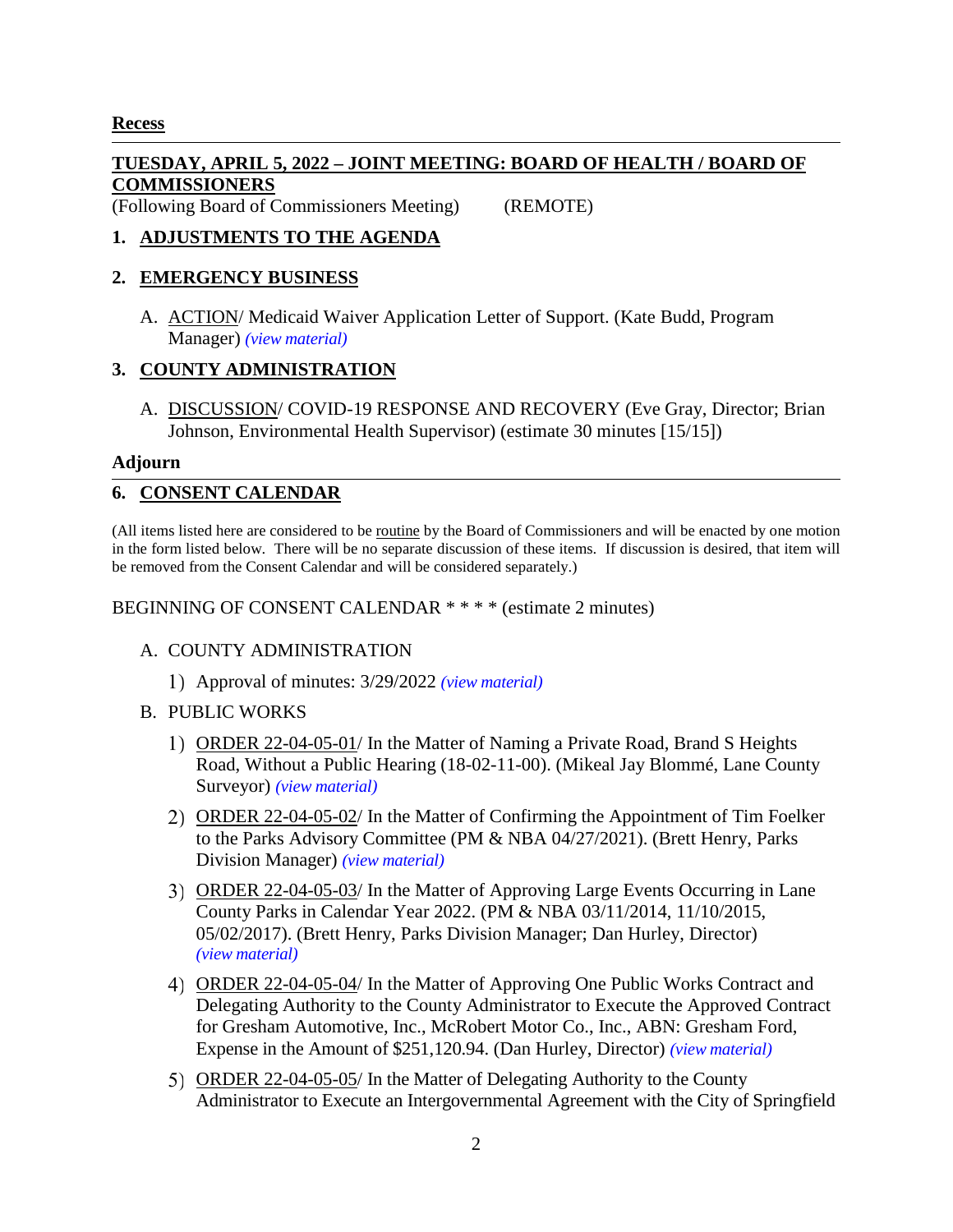**Recess**

---

## TUESDAY, APRIL 5, 2022 – JOINT MEETING: BOARD OF HEALTH / BOARD OF COMMISSIONERS

(Following Board of Commissioners Meeting) (REMOTE)

### 1. ADJUSTMENTS TO THE AGENDA

### 2. EMERGENCY BUSINESS

A. ACTION/ Medicaid Waiver Application Letter of Support. (Kate Budd, Program Manager) *(view material)*

### 3. COUNTY ADMINISTRATION

A. DISCUSSION/ COVID-19 RESPONSE AND RECOVERY (Eve Gray, Director; Brian Johnson, Environmental Health Supervisor) (estimate 30 minutes [15/15])

**Adjourn**

---

### 6. CONSENT CALENDAR

(All items listed here are considered to be routine by the Board of Commissioners and will be enacted by one motion in the form listed below. There will be no separate discussion of these items. If discussion is desired, that item will be removed from the Consent Calendar and will be considered separately.)

BEGINNING OF CONSENT CALENDAR * * * * (estimate 2 minutes)

A. COUNTY ADMINISTRATION

1) Approval of minutes: 3/29/2022 *(view material)*

B. PUBLIC WORKS

1) ORDER 22-04-05-01/ In the Matter of Naming a Private Road, Brand S Heights Road, Without a Public Hearing (18-02-11-00). (Mikeal Jay Blommé, Lane County Surveyor) *(view material)*

2) ORDER 22-04-05-02/ In the Matter of Confirming the Appointment of Tim Foelker to the Parks Advisory Committee (PM & NBA 04/27/2021). (Brett Henry, Parks Division Manager) *(view material)*

3) ORDER 22-04-05-03/ In the Matter of Approving Large Events Occurring in Lane County Parks in Calendar Year 2022. (PM & NBA 03/11/2014, 11/10/2015, 05/02/2017). (Brett Henry, Parks Division Manager; Dan Hurley, Director) *(view material)*

4) ORDER 22-04-05-04/ In the Matter of Approving One Public Works Contract and Delegating Authority to the County Administrator to Execute the Approved Contract for Gresham Automotive, Inc., McRobert Motor Co., Inc., ABN: Gresham Ford, Expense in the Amount of $251,120.94. (Dan Hurley, Director) *(view material)*

5) ORDER 22-04-05-05/ In the Matter of Delegating Authority to the County Administrator to Execute an Intergovernmental Agreement with the City of Springfield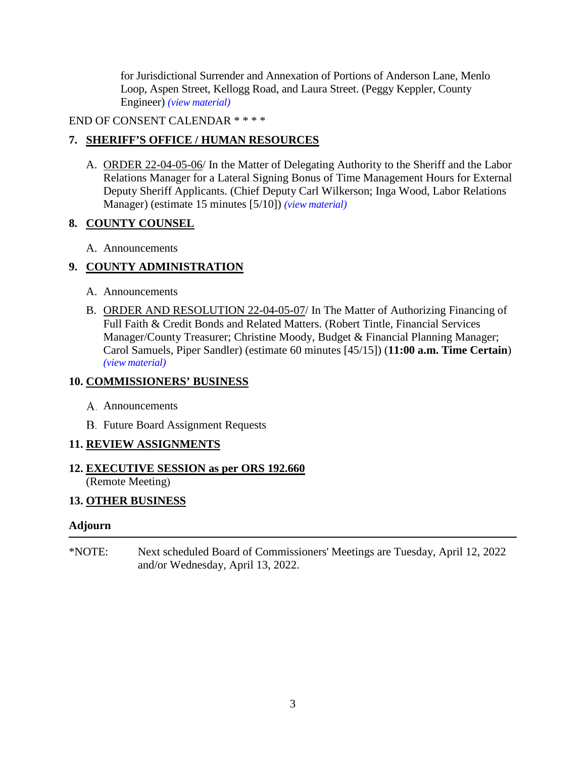for Jurisdictional Surrender and Annexation of Portions of Anderson Lane, Menlo Loop, Aspen Street, Kellogg Road, and Laura Street. (Peggy Keppler, County Engineer) *(view material)*

END OF CONSENT CALENDAR * * * *

**7. SHERIFF'S OFFICE / HUMAN RESOURCES**

A. ORDER 22-04-05-06/ In the Matter of Delegating Authority to the Sheriff and the Labor Relations Manager for a Lateral Signing Bonus of Time Management Hours for External Deputy Sheriff Applicants. (Chief Deputy Carl Wilkerson; Inga Wood, Labor Relations Manager) (estimate 15 minutes [5/10]) *(view material)*

**8. COUNTY COUNSEL**

A. Announcements

**9. COUNTY ADMINISTRATION**

A. Announcements

B. ORDER AND RESOLUTION 22-04-05-07/ In The Matter of Authorizing Financing of Full Faith & Credit Bonds and Related Matters. (Robert Tintle, Financial Services Manager/County Treasurer; Christine Moody, Budget & Financial Planning Manager; Carol Samuels, Piper Sandler) (estimate 60 minutes [45/15]) (**11:00 a.m. Time Certain**) *(view material)*

**10. COMMISSIONERS' BUSINESS**

A. Announcements

B. Future Board Assignment Requests

**11. REVIEW ASSIGNMENTS**

**12. EXECUTIVE SESSION as per ORS 192.660**
(Remote Meeting)

**13. OTHER BUSINESS**

**Adjourn**

---

*NOTE: Next scheduled Board of Commissioners' Meetings are Tuesday, April 12, 2022 and/or Wednesday, April 13, 2022.